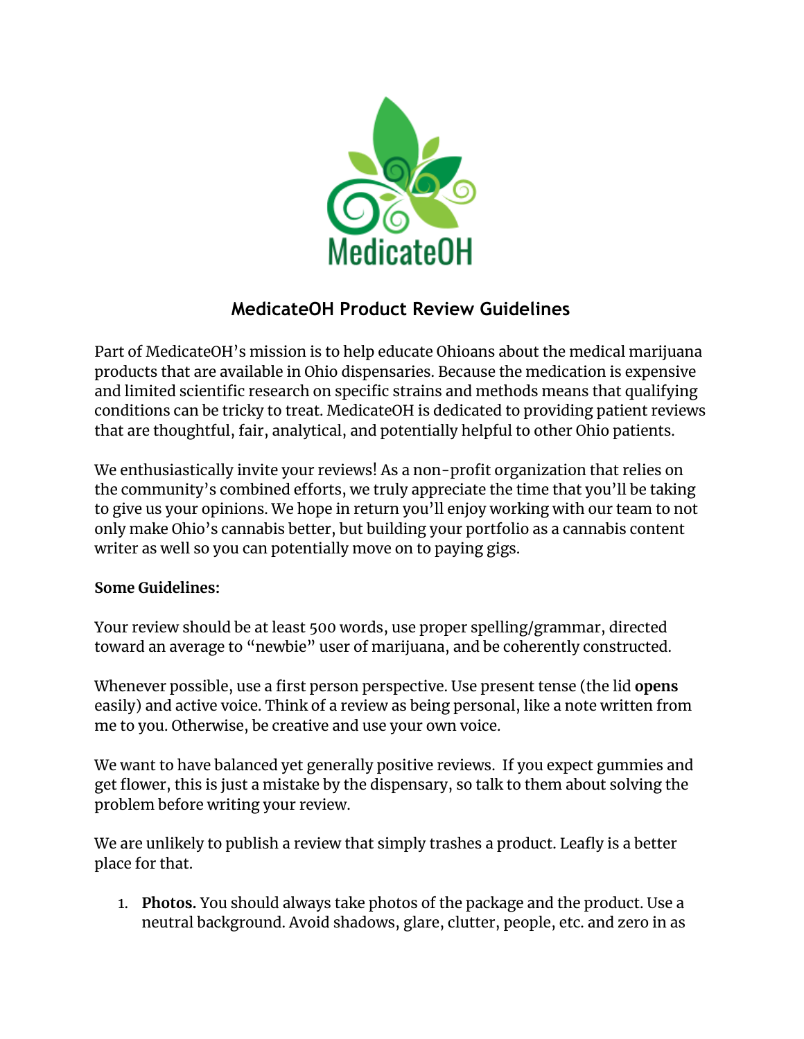MedicateOH

## MedicateOH Product Review Guidelines

Part of MedicateOH's mission is to help educate Ohioans about the medical marijuana products that are available in Ohio dispensaries. Because the medication is expensive and limited scientific research on specific strains and methods means that qualifying conditions can be tricky to treat. MedicateOH is dedicated to providing patient reviews that are thoughtful, fair, analytical, and potentially helpful to other Ohio patients.

We enthusiastically invite your reviews! As a non-profit organization that relies on the community's combined efforts, we truly appreciate the time that you'll be taking to give us your opinions. We hope in return you'll enjoy working with our team to not only make Ohio's cannabis better, but building your portfolio as a cannabis content writer as well so you can potentially move on to paying gigs.

**Some Guidelines:**

Your review should be at least 500 words, use proper spelling/grammar, directed toward an average to "newbie" user of marijuana, and be coherently constructed.

Whenever possible, use a first person perspective. Use present tense (the lid **opens** easily) and active voice. Think of a review as being personal, like a note written from me to you. Otherwise, be creative and use your own voice.

We want to have balanced yet generally positive reviews. If you expect gummies and get flower, this is just a mistake by the dispensary, so talk to them about solving the problem before writing your review.

We are unlikely to publish a review that simply trashes a product. Leafly is a better place for that.

1. **Photos.** You should always take photos of the package and the product. Use a neutral background. Avoid shadows, glare, clutter, people, etc. and zero in as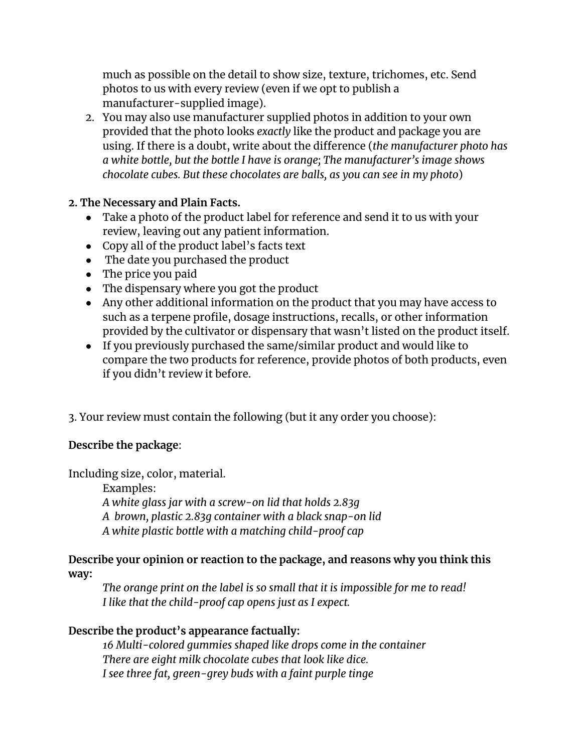much as possible on the detail to show size, texture, trichomes, etc. Send photos to us with every review (even if we opt to publish a manufacturer-supplied image).

2. You may also use manufacturer supplied photos in addition to your own provided that the photo looks *exactly* like the product and package you are using. If there is a doubt, write about the difference (*the manufacturer photo has a white bottle, but the bottle I have is orange; The manufacturer's image shows chocolate cubes. But these chocolates are balls, as you can see in my photo*)

**2. The Necessary and Plain Facts.**

- Take a photo of the product label for reference and send it to us with your review, leaving out any patient information.
- Copy all of the product label's facts text
- The date you purchased the product
- The price you paid
- The dispensary where you got the product
- Any other additional information on the product that you may have access to such as a terpene profile, dosage instructions, recalls, or other information provided by the cultivator or dispensary that wasn't listed on the product itself.
- If you previously purchased the same/similar product and would like to compare the two products for reference, provide photos of both products, even if you didn't review it before.

3. Your review must contain the following (but it any order you choose):

**Describe the package**:

Including size, color, material.

Examples:
*A white glass jar with a screw-on lid that holds 2.83g*
*A brown, plastic 2.83g container with a black snap-on lid*
*A white plastic bottle with a matching child-proof cap*

**Describe your opinion or reaction to the package, and reasons why you think this way:**

*The orange print on the label is so small that it is impossible for me to read!*
*I like that the child-proof cap opens just as I expect.*

**Describe the product's appearance factually:**

*16 Multi-colored gummies shaped like drops come in the container*
*There are eight milk chocolate cubes that look like dice.*
*I see three fat, green-grey buds with a faint purple tinge*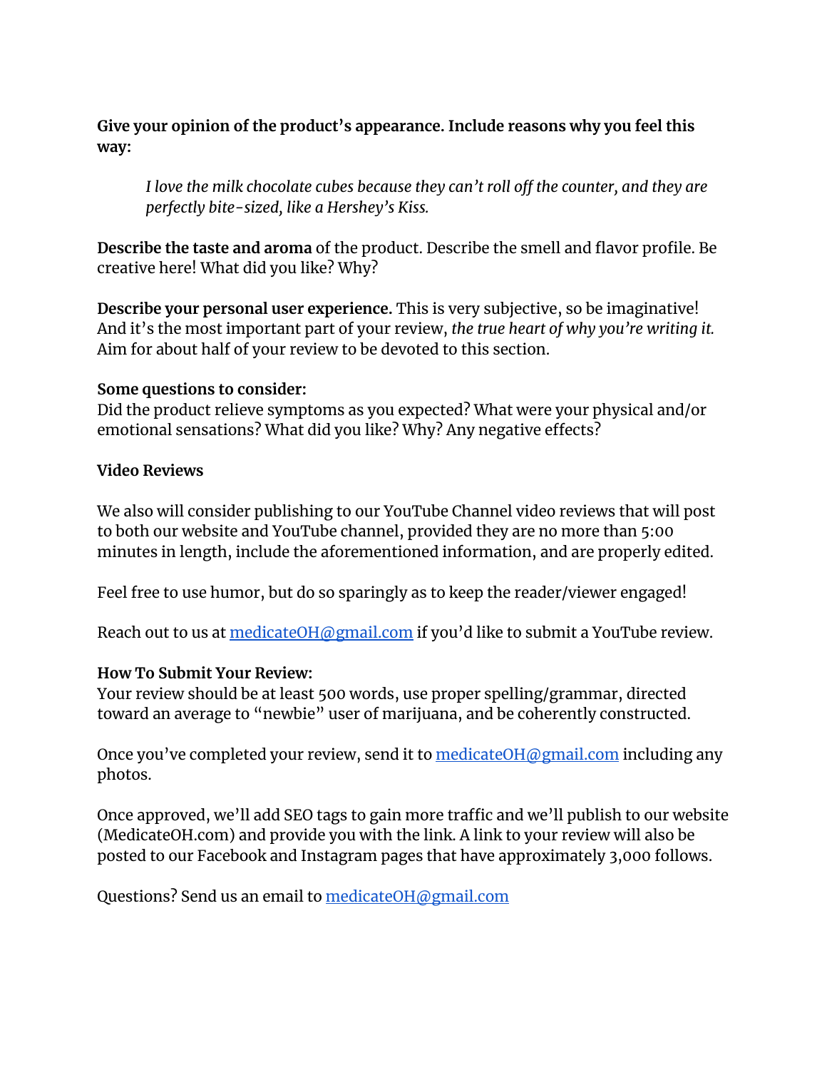**Give your opinion of the product's appearance. Include reasons why you feel this way:**

> *I love the milk chocolate cubes because they can't roll off the counter, and they are perfectly bite-sized, like a Hershey's Kiss.*

**Describe the taste and aroma** of the product. Describe the smell and flavor profile. Be creative here! What did you like? Why?

**Describe your personal user experience.** This is very subjective, so be imaginative! And it's the most important part of your review, *the true heart of why you're writing it.* Aim for about half of your review to be devoted to this section.

**Some questions to consider:**
Did the product relieve symptoms as you expected? What were your physical and/or emotional sensations? What did you like? Why? Any negative effects?

**Video Reviews**

We also will consider publishing to our YouTube Channel video reviews that will post to both our website and YouTube channel, provided they are no more than 5:00 minutes in length, include the aforementioned information, and are properly edited.

Feel free to use humor, but do so sparingly as to keep the reader/viewer engaged!

Reach out to us at medicateOH@gmail.com if you'd like to submit a YouTube review.

**How To Submit Your Review:**
Your review should be at least 500 words, use proper spelling/grammar, directed toward an average to "newbie" user of marijuana, and be coherently constructed.

Once you've completed your review, send it to medicateOH@gmail.com including any photos.

Once approved, we'll add SEO tags to gain more traffic and we'll publish to our website (MedicateOH.com) and provide you with the link. A link to your review will also be posted to our Facebook and Instagram pages that have approximately 3,000 follows.

Questions? Send us an email to medicateOH@gmail.com